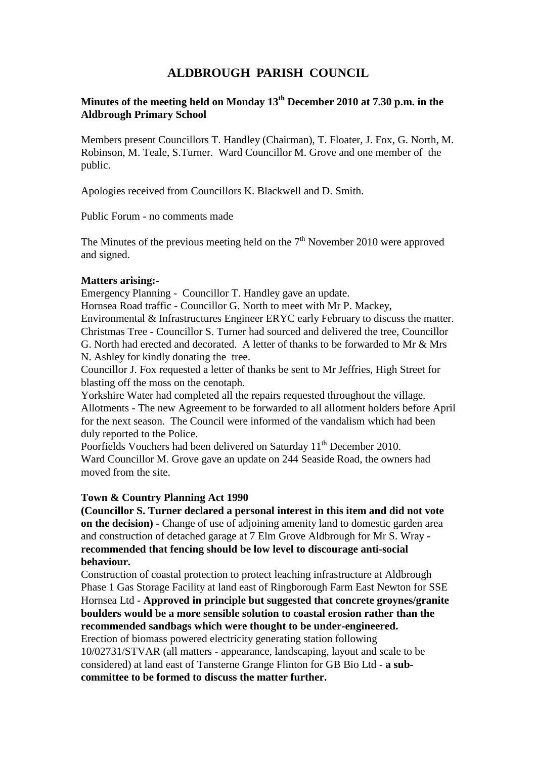# ALDBROUGH PARISH COUNCIL

**Minutes of the meeting held on Monday 13th December 2010 at 7.30 p.m. in the Aldbrough Primary School**

Members present Councillors T. Handley (Chairman), T. Floater, J. Fox, G. North, M. Robinson, M. Teale, S.Turner. Ward Councillor M. Grove and one member of the public.

Apologies received from Councillors K. Blackwell and D. Smith.

Public Forum - no comments made

The Minutes of the previous meeting held on the 7th November 2010 were approved and signed.

**Matters arising:-**

Emergency Planning - Councillor T. Handley gave an update.
Hornsea Road traffic - Councillor G. North to meet with Mr P. Mackey, Environmental & Infrastructures Engineer ERYC early February to discuss the matter.
Christmas Tree - Councillor S. Turner had sourced and delivered the tree, Councillor G. North had erected and decorated. A letter of thanks to be forwarded to Mr & Mrs N. Ashley for kindly donating the tree.
Councillor J. Fox requested a letter of thanks be sent to Mr Jeffries, High Street for blasting off the moss on the cenotaph.
Yorkshire Water had completed all the repairs requested throughout the village.
Allotments - The new Agreement to be forwarded to all allotment holders before April for the next season. The Council were informed of the vandalism which had been duly reported to the Police.
Poorfields Vouchers had been delivered on Saturday 11th December 2010.
Ward Councillor M. Grove gave an update on 244 Seaside Road, the owners had moved from the site.

**Town & Country Planning Act 1990**

**(Councillor S. Turner declared a personal interest in this item and did not vote on the decision)** - Change of use of adjoining amenity land to domestic garden area and construction of detached garage at 7 Elm Grove Aldbrough for Mr S. Wray - **recommended that fencing should be low level to discourage anti-social behaviour.**
Construction of coastal protection to protect leaching infrastructure at Aldbrough Phase 1 Gas Storage Facility at land east of Ringborough Farm East Newton for SSE Hornsea Ltd - **Approved in principle but suggested that concrete groynes/granite boulders would be a more sensible solution to coastal erosion rather than the recommended sandbags which were thought to be under-engineered.**
Erection of biomass powered electricity generating station following 10/02731/STVAR (all matters - appearance, landscaping, layout and scale to be considered) at land east of Tansterne Grange Flinton for GB Bio Ltd - **a sub-committee to be formed to discuss the matter further.**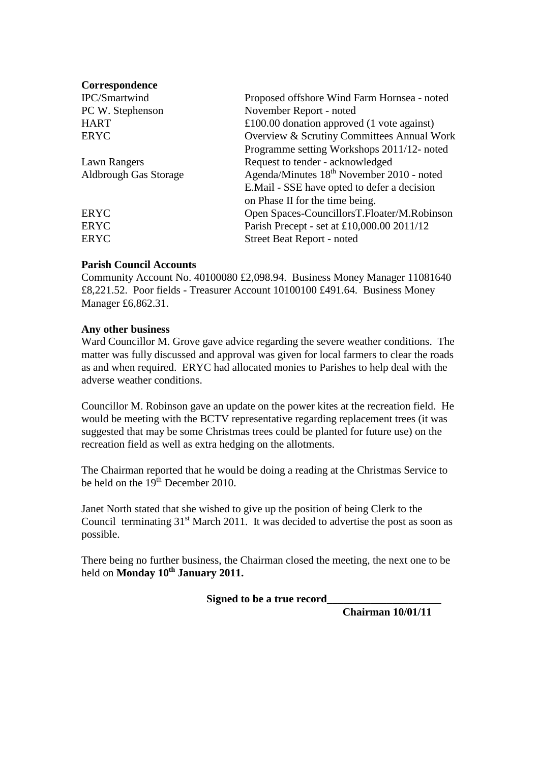**Correspondence**

| | |
|---|---|
| IPC/Smartwind | Proposed offshore Wind Farm Hornsea - noted |
| PC W. Stephenson | November Report - noted |
| HART | £100.00 donation approved (1 vote against) |
| ERYC | Overview & Scrutiny Committees Annual Work Programme setting Workshops 2011/12- noted |
| Lawn Rangers | Request to tender - acknowledged |
| Aldbrough Gas Storage | Agenda/Minutes 18th November 2010 - noted E.Mail - SSE have opted to defer a decision on Phase II for the time being. |
| ERYC | Open Spaces-CouncillorsT.Floater/M.Robinson |
| ERYC | Parish Precept - set at £10,000.00 2011/12 |
| ERYC | Street Beat Report - noted |

**Parish Council Accounts**

Community Account No. 40100080 £2,098.94. Business Money Manager 11081640 £8,221.52. Poor fields - Treasurer Account 10100100 £491.64. Business Money Manager £6,862.31.

**Any other business**

Ward Councillor M. Grove gave advice regarding the severe weather conditions. The matter was fully discussed and approval was given for local farmers to clear the roads as and when required. ERYC had allocated monies to Parishes to help deal with the adverse weather conditions.

Councillor M. Robinson gave an update on the power kites at the recreation field. He would be meeting with the BCTV representative regarding replacement trees (it was suggested that may be some Christmas trees could be planted for future use) on the recreation field as well as extra hedging on the allotments.

The Chairman reported that he would be doing a reading at the Christmas Service to be held on the 19th December 2010.

Janet North stated that she wished to give up the position of being Clerk to the Council terminating 31st March 2011. It was decided to advertise the post as soon as possible.

There being no further business, the Chairman closed the meeting, the next one to be held on **Monday 10th January 2011.**

**Signed to be a true record____________________**

**Chairman 10/01/11**